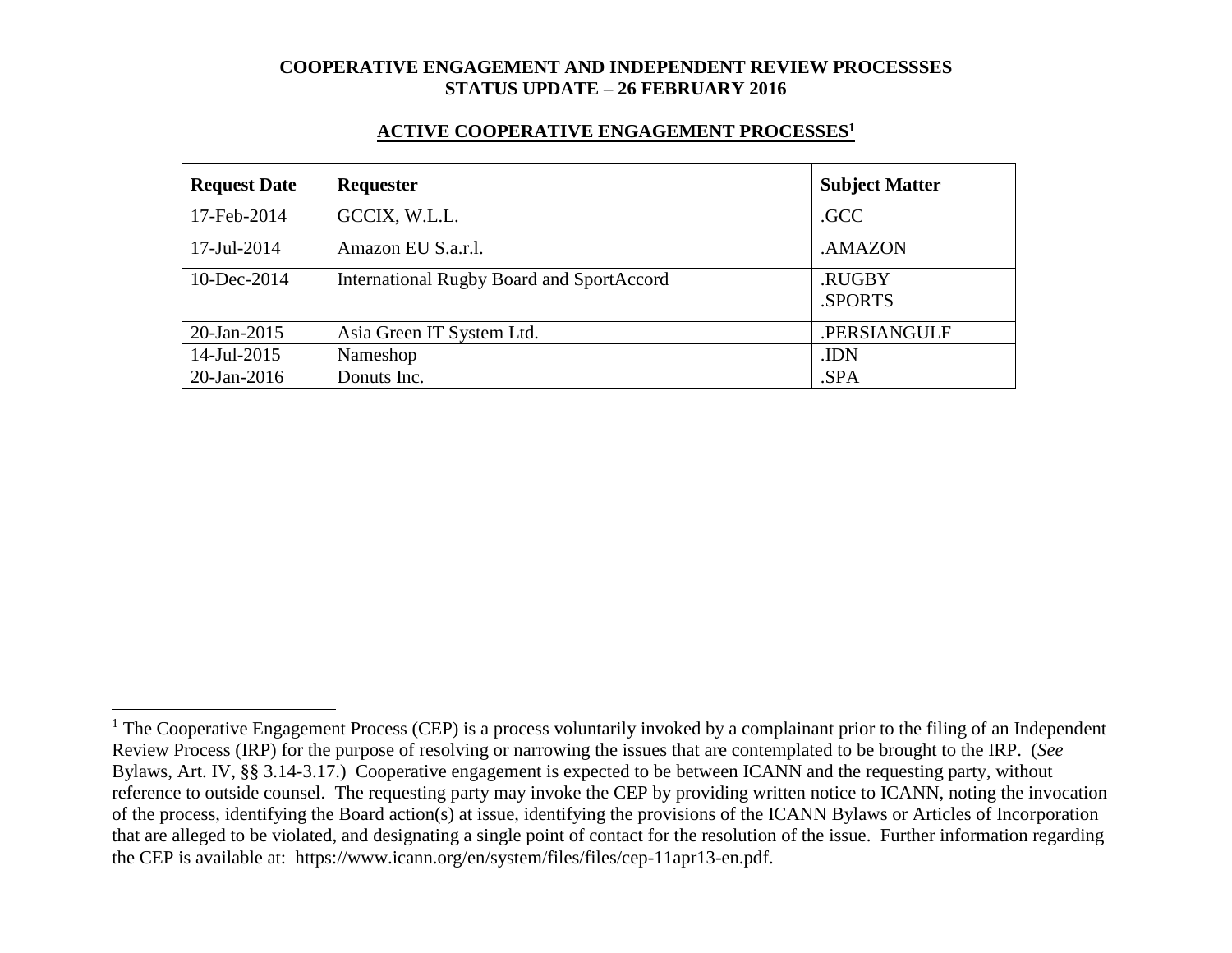**COOPERATIVE ENGAGEMENT AND INDEPENDENT REVIEW PROCESSSES**
**STATUS UPDATE – 26 FEBRUARY 2016**

## ACTIVE COOPERATIVE ENGAGEMENT PROCESSES[1]

| Request Date | Requester | Subject Matter |
|---|---|---|
| 17-Feb-2014 | GCCIX, W.L.L. | .GCC |
| 17-Jul-2014 | Amazon EU S.a.r.l. | .AMAZON |
| 10-Dec-2014 | International Rugby Board and SportAccord | .RUGBY<br>.SPORTS |
| 20-Jan-2015 | Asia Green IT System Ltd. | .PERSIANGULF |
| 14-Jul-2015 | Nameshop | .IDN |
| 20-Jan-2016 | Donuts Inc. | .SPA |

[1] The Cooperative Engagement Process (CEP) is a process voluntarily invoked by a complainant prior to the filing of an Independent Review Process (IRP) for the purpose of resolving or narrowing the issues that are contemplated to be brought to the IRP. (*See* Bylaws, Art. IV, §§ 3.14-3.17.) Cooperative engagement is expected to be between ICANN and the requesting party, without reference to outside counsel. The requesting party may invoke the CEP by providing written notice to ICANN, noting the invocation of the process, identifying the Board action(s) at issue, identifying the provisions of the ICANN Bylaws or Articles of Incorporation that are alleged to be violated, and designating a single point of contact for the resolution of the issue. Further information regarding the CEP is available at: https://www.icann.org/en/system/files/files/cep-11apr13-en.pdf.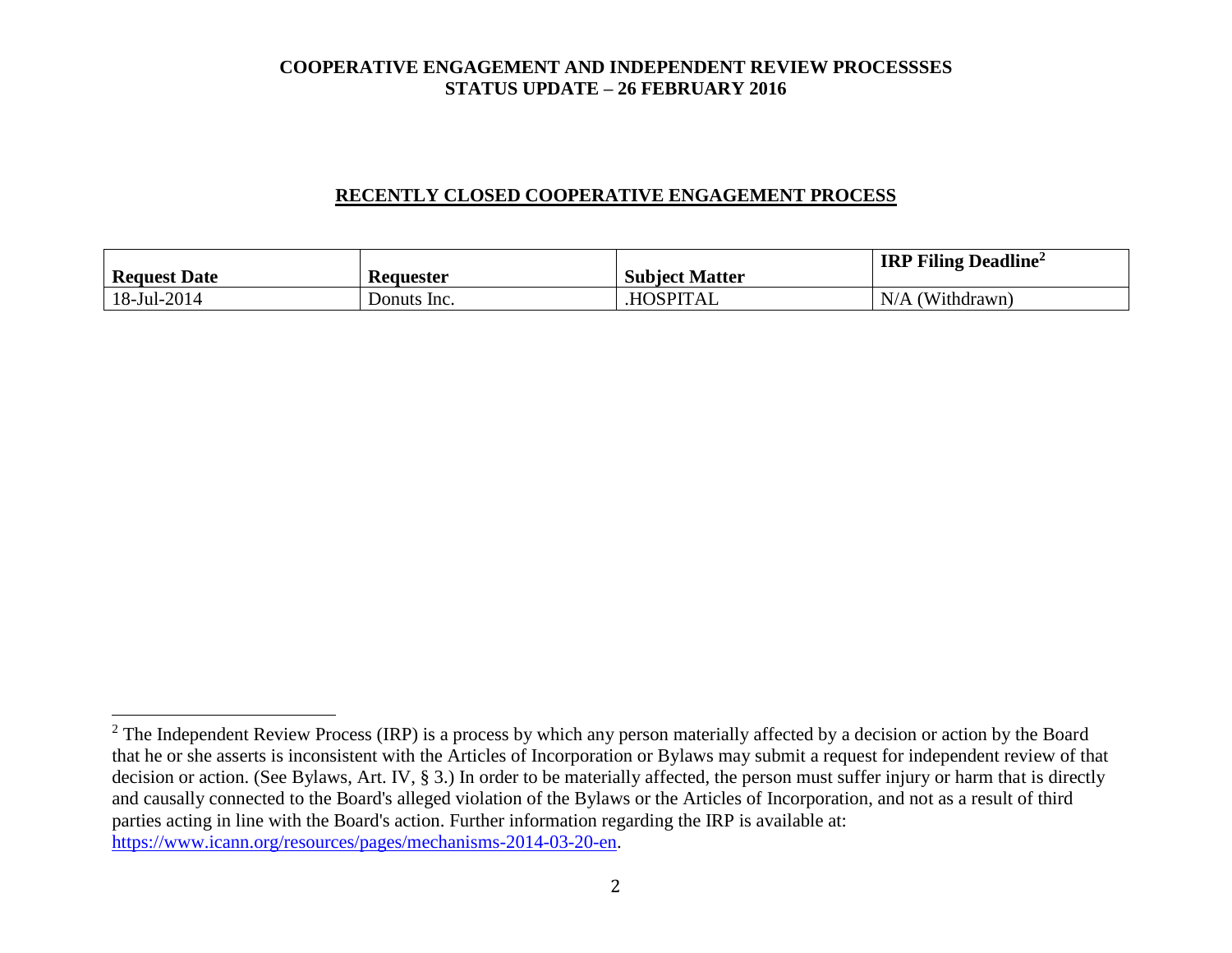# COOPERATIVE ENGAGEMENT AND INDEPENDENT REVIEW PROCESSSES
# STATUS UPDATE – 26 FEBRUARY 2016

## RECENTLY CLOSED COOPERATIVE ENGAGEMENT PROCESS

| Request Date | Requester | Subject Matter | IRP Filing Deadline[2] |
|---|---|---|---|
| 18-Jul-2014 | Donuts Inc. | .HOSPITAL | N/A (Withdrawn) |

[2] The Independent Review Process (IRP) is a process by which any person materially affected by a decision or action by the Board that he or she asserts is inconsistent with the Articles of Incorporation or Bylaws may submit a request for independent review of that decision or action. (See Bylaws, Art. IV, § 3.) In order to be materially affected, the person must suffer injury or harm that is directly and causally connected to the Board's alleged violation of the Bylaws or the Articles of Incorporation, and not as a result of third parties acting in line with the Board's action. Further information regarding the IRP is available at: https://www.icann.org/resources/pages/mechanisms-2014-03-20-en.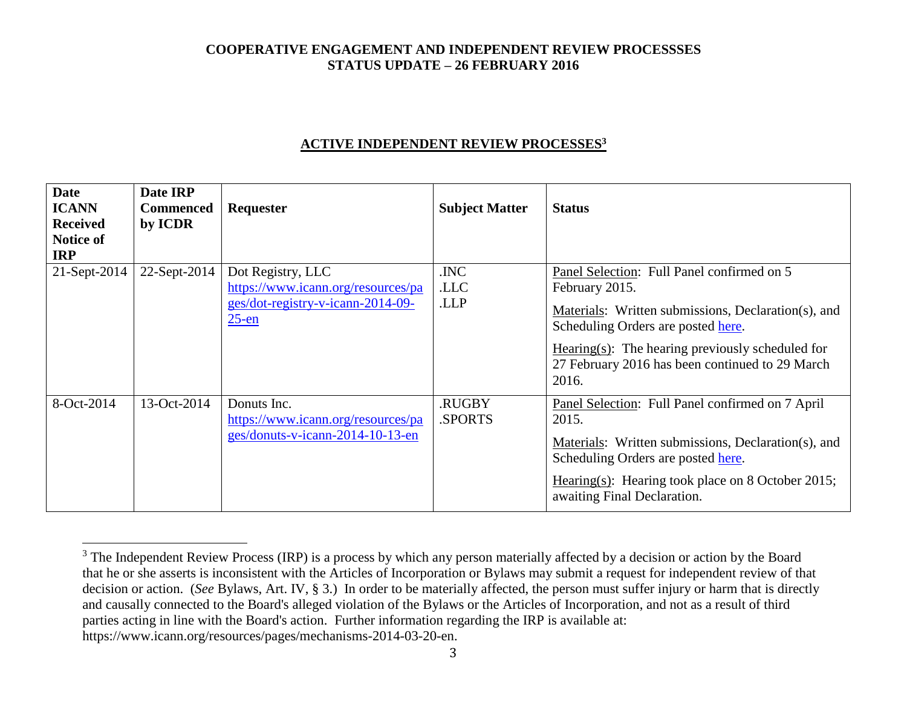**COOPERATIVE ENGAGEMENT AND INDEPENDENT REVIEW PROCESSSES**
**STATUS UPDATE – 26 FEBRUARY 2016**

## ACTIVE INDEPENDENT REVIEW PROCESSES[3]

| Date ICANN Received Notice of IRP | Date IRP Commenced by ICDR | Requester | Subject Matter | Status |
|---|---|---|---|---|
| 21-Sept-2014 | 22-Sept-2014 | Dot Registry, LLC https://www.icann.org/resources/pages/dot-registry-v-icann-2014-09-25-en | .INC .LLC .LLP | Panel Selection: Full Panel confirmed on 5 February 2015. Materials: Written submissions, Declaration(s), and Scheduling Orders are posted here. Hearing(s): The hearing previously scheduled for 27 February 2016 has been continued to 29 March 2016. |
| 8-Oct-2014 | 13-Oct-2014 | Donuts Inc. https://www.icann.org/resources/pages/donuts-v-icann-2014-10-13-en | .RUGBY .SPORTS | Panel Selection: Full Panel confirmed on 7 April 2015. Materials: Written submissions, Declaration(s), and Scheduling Orders are posted here. Hearing(s): Hearing took place on 8 October 2015; awaiting Final Declaration. |

[3] The Independent Review Process (IRP) is a process by which any person materially affected by a decision or action by the Board that he or she asserts is inconsistent with the Articles of Incorporation or Bylaws may submit a request for independent review of that decision or action. (*See* Bylaws, Art. IV, § 3.) In order to be materially affected, the person must suffer injury or harm that is directly and causally connected to the Board's alleged violation of the Bylaws or the Articles of Incorporation, and not as a result of third parties acting in line with the Board's action. Further information regarding the IRP is available at: https://www.icann.org/resources/pages/mechanisms-2014-03-20-en.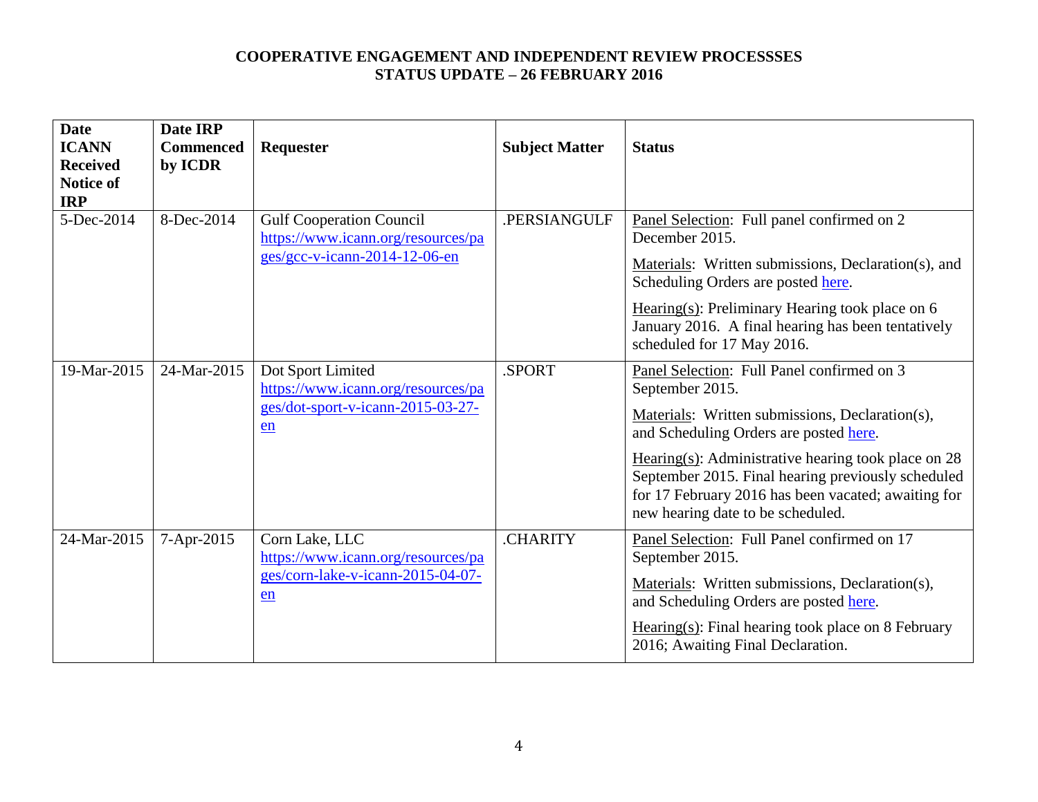**COOPERATIVE ENGAGEMENT AND INDEPENDENT REVIEW PROCESSSES**
**STATUS UPDATE – 26 FEBRUARY 2016**

| Date ICANN Received Notice of IRP | Date IRP Commenced by ICDR | Requester | Subject Matter | Status |
|---|---|---|---|---|
| 5-Dec-2014 | 8-Dec-2014 | Gulf Cooperation Council https://www.icann.org/resources/pages/gcc-v-icann-2014-12-06-en | .PERSIANGULF | Panel Selection: Full panel confirmed on 2 December 2015.<br><br>Materials: Written submissions, Declaration(s), and Scheduling Orders are posted here.<br><br>Hearing(s): Preliminary Hearing took place on 6 January 2016. A final hearing has been tentatively scheduled for 17 May 2016. |
| 19-Mar-2015 | 24-Mar-2015 | Dot Sport Limited https://www.icann.org/resources/pages/dot-sport-v-icann-2015-03-27-en | .SPORT | Panel Selection: Full Panel confirmed on 3 September 2015.<br><br>Materials: Written submissions, Declaration(s), and Scheduling Orders are posted here.<br><br>Hearing(s): Administrative hearing took place on 28 September 2015. Final hearing previously scheduled for 17 February 2016 has been vacated; awaiting for new hearing date to be scheduled. |
| 24-Mar-2015 | 7-Apr-2015 | Corn Lake, LLC https://www.icann.org/resources/pages/corn-lake-v-icann-2015-04-07-en | .CHARITY | Panel Selection: Full Panel confirmed on 17 September 2015.<br><br>Materials: Written submissions, Declaration(s), and Scheduling Orders are posted here.<br><br>Hearing(s): Final hearing took place on 8 February 2016; Awaiting Final Declaration. |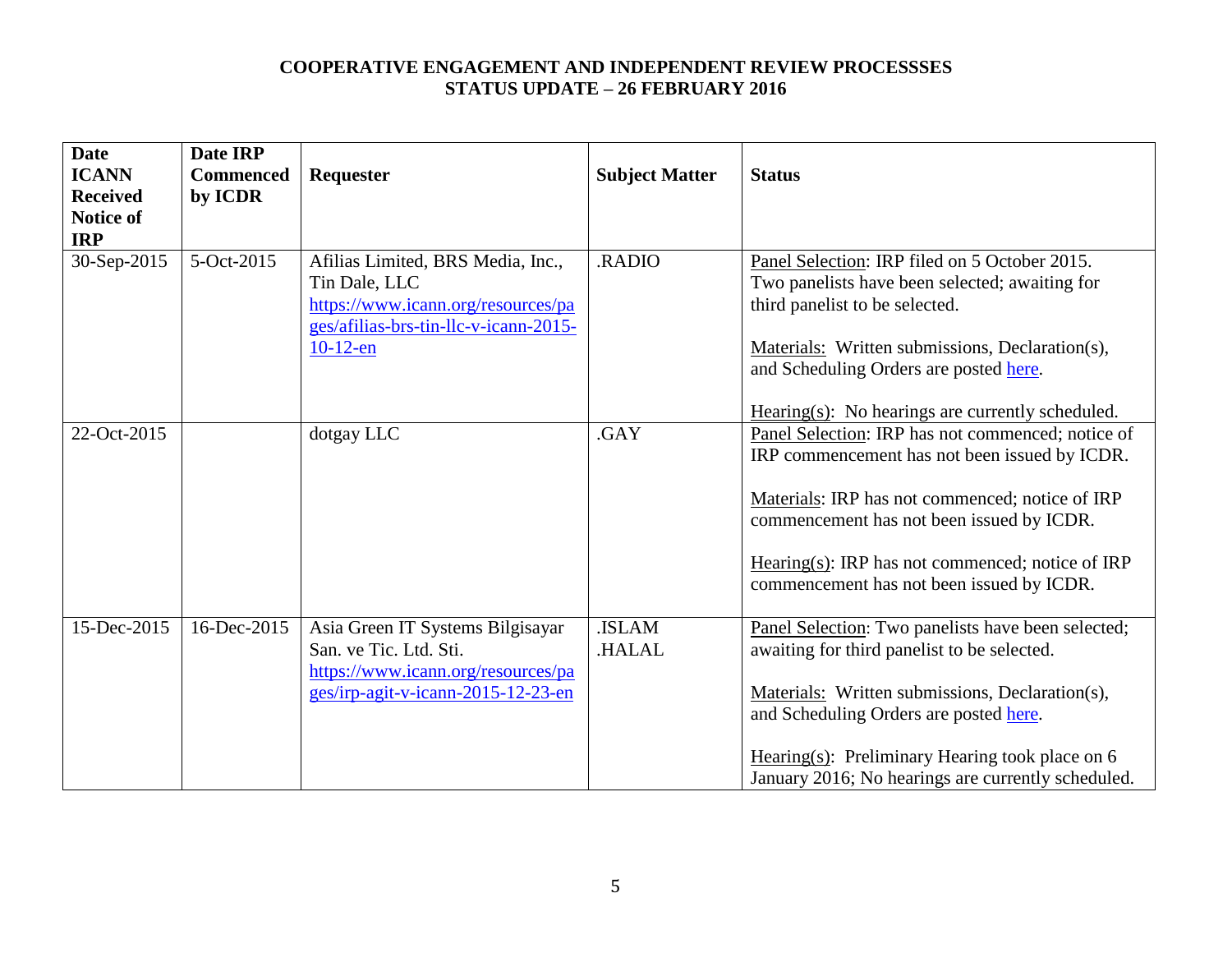**COOPERATIVE ENGAGEMENT AND INDEPENDENT REVIEW PROCESSSES**
**STATUS UPDATE – 26 FEBRUARY 2016**

| Date ICANN Received Notice of IRP | Date IRP Commenced by ICDR | Requester | Subject Matter | Status |
|---|---|---|---|---|
| 30-Sep-2015 | 5-Oct-2015 | Afilias Limited, BRS Media, Inc., Tin Dale, LLC https://www.icann.org/resources/pages/afilias-brs-tin-llc-v-icann-2015-10-12-en | .RADIO | Panel Selection: IRP filed on 5 October 2015. Two panelists have been selected; awaiting for third panelist to be selected.<br><br>Materials: Written submissions, Declaration(s), and Scheduling Orders are posted here.<br><br>Hearing(s): No hearings are currently scheduled. |
| 22-Oct-2015 | | dotgay LLC | .GAY | Panel Selection: IRP has not commenced; notice of IRP commencement has not been issued by ICDR.<br><br>Materials: IRP has not commenced; notice of IRP commencement has not been issued by ICDR.<br><br>Hearing(s): IRP has not commenced; notice of IRP commencement has not been issued by ICDR. |
| 15-Dec-2015 | 16-Dec-2015 | Asia Green IT Systems Bilgisayar San. ve Tic. Ltd. Sti. https://www.icann.org/resources/pages/irp-agit-v-icann-2015-12-23-en | .ISLAM .HALAL | Panel Selection: Two panelists have been selected; awaiting for third panelist to be selected.<br><br>Materials: Written submissions, Declaration(s), and Scheduling Orders are posted here.<br><br>Hearing(s): Preliminary Hearing took place on 6 January 2016; No hearings are currently scheduled. |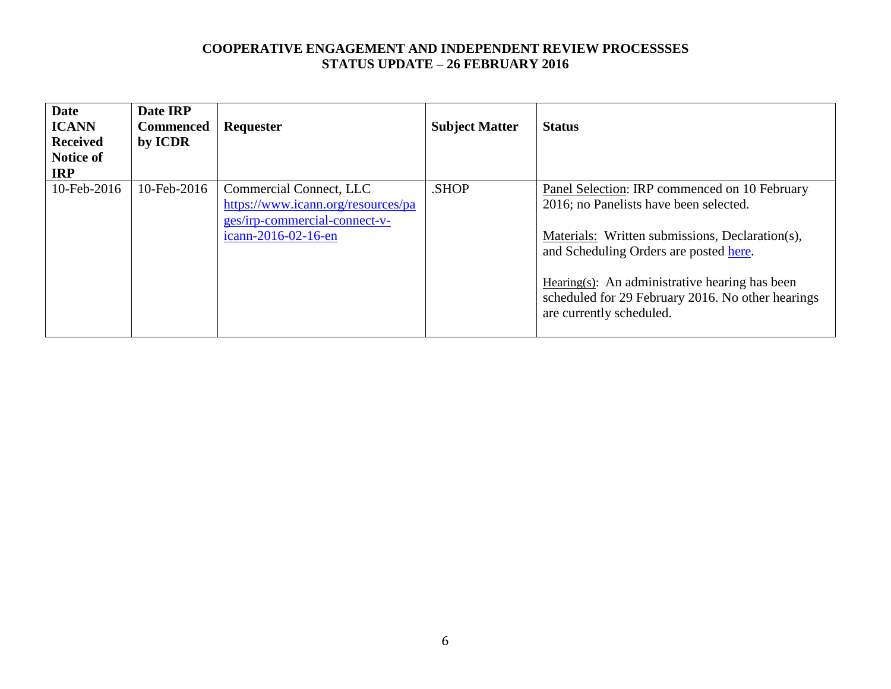**COOPERATIVE ENGAGEMENT AND INDEPENDENT REVIEW PROCESSSES**
**STATUS UPDATE – 26 FEBRUARY 2016**

| Date ICANN Received Notice of IRP | Date IRP Commenced by ICDR | Requester | Subject Matter | Status |
|---|---|---|---|---|
| 10-Feb-2016 | 10-Feb-2016 | Commercial Connect, LLC [https://www.icann.org/resources/pages/irp-commercial-connect-v-icann-2016-02-16-en](https://www.icann.org/resources/pages/irp-commercial-connect-v-icann-2016-02-16-en) | .SHOP | Panel Selection: IRP commenced on 10 February 2016; no Panelists have been selected.<br><br>Materials: Written submissions, Declaration(s), and Scheduling Orders are posted here.<br><br>Hearing(s): An administrative hearing has been scheduled for 29 February 2016. No other hearings are currently scheduled. |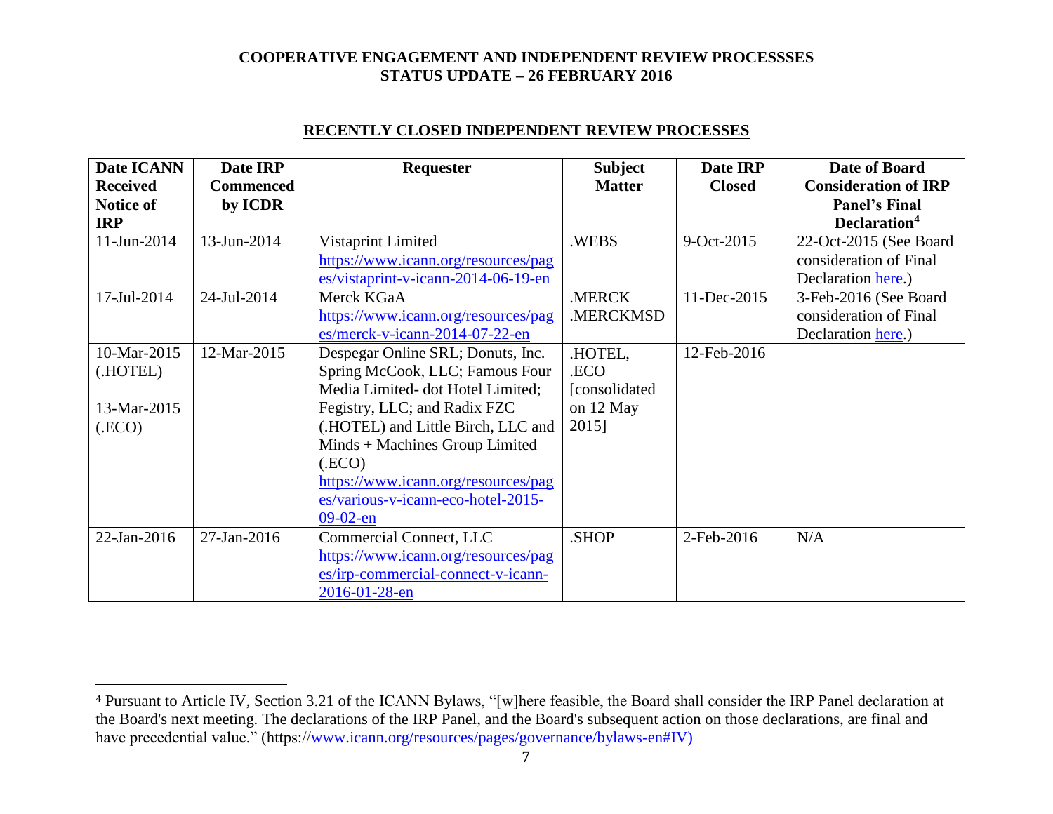**COOPERATIVE ENGAGEMENT AND INDEPENDENT REVIEW PROCESSSES**
**STATUS UPDATE – 26 FEBRUARY 2016**

## RECENTLY CLOSED INDEPENDENT REVIEW PROCESSES

| Date ICANN Received Notice of IRP | Date IRP Commenced by ICDR | Requester | Subject Matter | Date IRP Closed | Date of Board Consideration of IRP Panel's Final Declaration[4] |
|---|---|---|---|---|---|
| 11-Jun-2014 | 13-Jun-2014 | Vistaprint Limited https://www.icann.org/resources/pages/vistaprint-v-icann-2014-06-19-en | .WEBS | 9-Oct-2015 | 22-Oct-2015 (See Board consideration of Final Declaration here.) |
| 17-Jul-2014 | 24-Jul-2014 | Merck KGaA https://www.icann.org/resources/pages/merck-v-icann-2014-07-22-en | .MERCK .MERCKMSD | 11-Dec-2015 | 3-Feb-2016 (See Board consideration of Final Declaration here.) |
| 10-Mar-2015 (.HOTEL) 13-Mar-2015 (.ECO) | 12-Mar-2015 | Despegar Online SRL; Donuts, Inc. Spring McCook, LLC; Famous Four Media Limited- dot Hotel Limited; Fegistry, LLC; and Radix FZC (.HOTEL) and Little Birch, LLC and Minds + Machines Group Limited (.ECO) https://www.icann.org/resources/pages/various-v-icann-eco-hotel-2015-09-02-en | .HOTEL, .ECO [consolidated on 12 May 2015] | 12-Feb-2016 | |
| 22-Jan-2016 | 27-Jan-2016 | Commercial Connect, LLC https://www.icann.org/resources/pages/irp-commercial-connect-v-icann-2016-01-28-en | .SHOP | 2-Feb-2016 | N/A |

[4] Pursuant to Article IV, Section 3.21 of the ICANN Bylaws, "[w]here feasible, the Board shall consider the IRP Panel declaration at the Board's next meeting. The declarations of the IRP Panel, and the Board's subsequent action on those declarations, are final and have precedential value." (https://www.icann.org/resources/pages/governance/bylaws-en#IV)